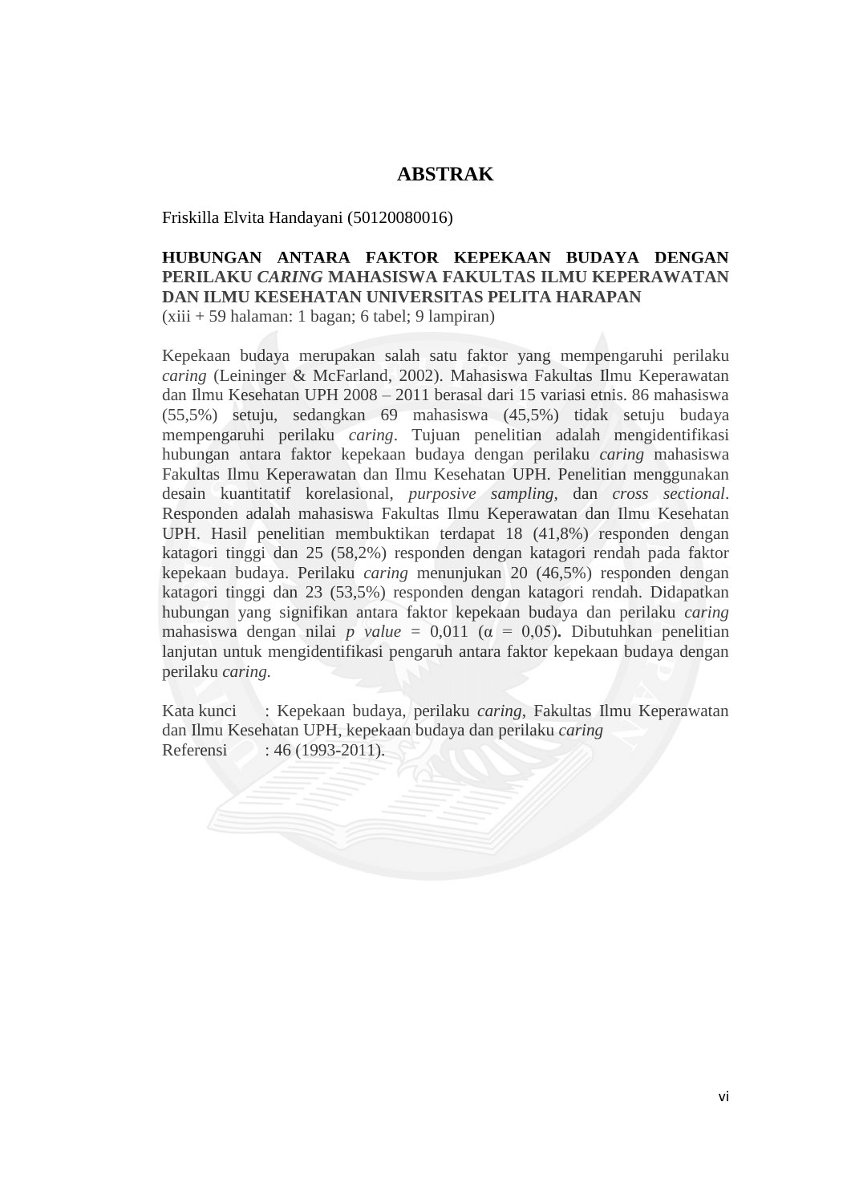# ABSTRAK

Friskilla Elvita Handayani (50120080016)

**HUBUNGAN ANTARA FAKTOR KEPEKAAN BUDAYA DENGAN PERILAKU *CARING* MAHASISWA FAKULTAS ILMU KEPERAWATAN DAN ILMU KESEHATAN UNIVERSITAS PELITA HARAPAN**
(xiii + 59 halaman: 1 bagan; 6 tabel; 9 lampiran)

Kepekaan budaya merupakan salah satu faktor yang mempengaruhi perilaku *caring* (Leininger & McFarland, 2002). Mahasiswa Fakultas Ilmu Keperawatan dan Ilmu Kesehatan UPH 2008 – 2011 berasal dari 15 variasi etnis. 86 mahasiswa (55,5%) setuju, sedangkan 69 mahasiswa (45,5%) tidak setuju budaya mempengaruhi perilaku *caring*. Tujuan penelitian adalah mengidentifikasi hubungan antara faktor kepekaan budaya dengan perilaku *caring* mahasiswa Fakultas Ilmu Keperawatan dan Ilmu Kesehatan UPH. Penelitian menggunakan desain kuantitatif korelasional, *purposive sampling,* dan *cross sectional*. Responden adalah mahasiswa Fakultas Ilmu Keperawatan dan Ilmu Kesehatan UPH. Hasil penelitian membuktikan terdapat 18 (41,8%) responden dengan katagori tinggi dan 25 (58,2%) responden dengan katagori rendah pada faktor kepekaan budaya. Perilaku *caring* menunjukan 20 (46,5%) responden dengan katagori tinggi dan 23 (53,5%) responden dengan katagori rendah. Didapatkan hubungan yang signifikan antara faktor kepekaan budaya dan perilaku *caring* mahasiswa dengan nilai *p value* = 0,011 (α = 0,05). Dibutuhkan penelitian lanjutan untuk mengidentifikasi pengaruh antara faktor kepekaan budaya dengan perilaku *caring.*

Kata kunci : Kepekaan budaya, perilaku *caring*, Fakultas Ilmu Keperawatan dan Ilmu Kesehatan UPH, kepekaan budaya dan perilaku *caring*
Referensi : 46 (1993-2011).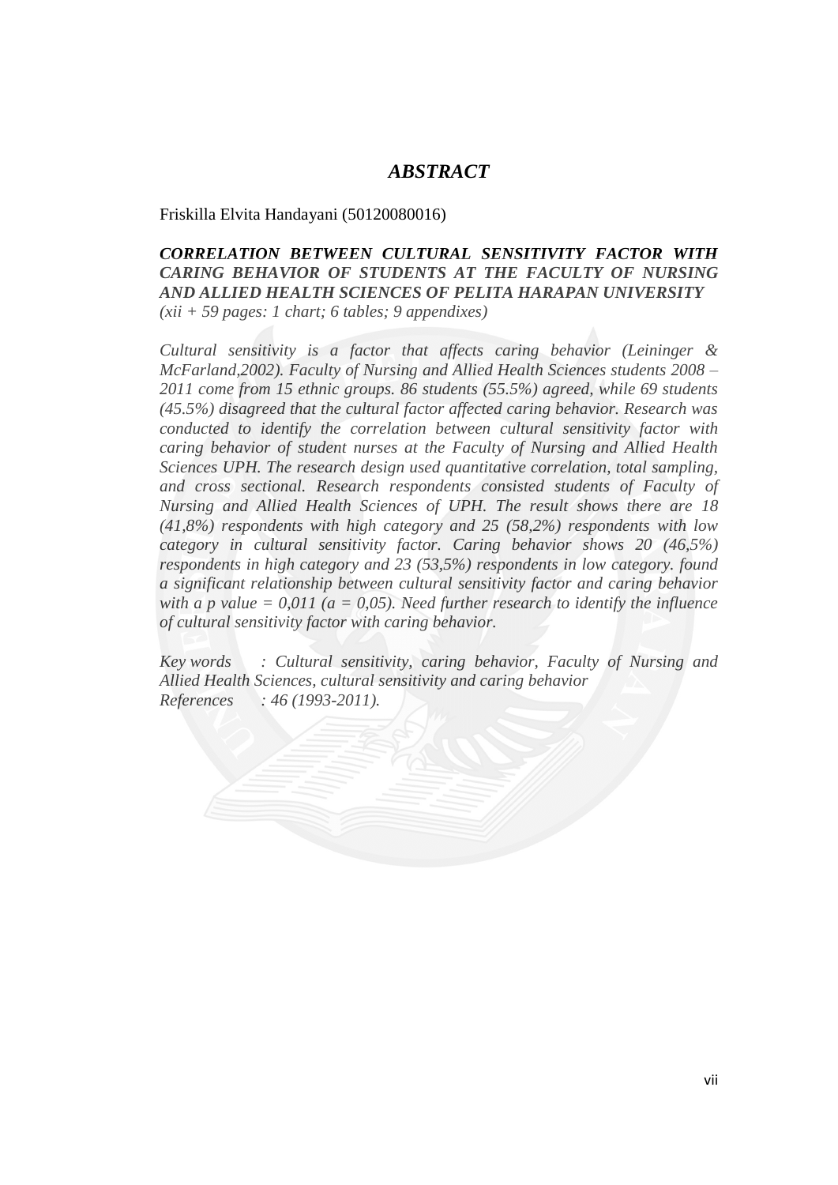# *ABSTRACT*

Friskilla Elvita Handayani (50120080016)

***CORRELATION BETWEEN CULTURAL SENSITIVITY FACTOR WITH CARING BEHAVIOR OF STUDENTS AT THE FACULTY OF NURSING AND ALLIED HEALTH SCIENCES OF PELITA HARAPAN UNIVERSITY***
*(xii + 59 pages: 1 chart; 6 tables; 9 appendixes)*

*Cultural sensitivity is a factor that affects caring behavior (Leininger & McFarland,2002). Faculty of Nursing and Allied Health Sciences students 2008 – 2011 come from 15 ethnic groups. 86 students (55.5%) agreed, while 69 students (45.5%) disagreed that the cultural factor affected caring behavior. Research was conducted to identify the correlation between cultural sensitivity factor with caring behavior of student nurses at the Faculty of Nursing and Allied Health Sciences UPH. The research design used quantitative correlation, total sampling, and cross sectional. Research respondents consisted students of Faculty of Nursing and Allied Health Sciences of UPH. The result shows there are 18 (41,8%) respondents with high category and 25 (58,2%) respondents with low category in cultural sensitivity factor. Caring behavior shows 20 (46,5%) respondents in high category and 23 (53,5%) respondents in low category. found a significant relationship between cultural sensitivity factor and caring behavior with a p value = 0,011 (a = 0,05). Need further research to identify the influence of cultural sensitivity factor with caring behavior.*

*Key words : Cultural sensitivity, caring behavior, Faculty of Nursing and Allied Health Sciences, cultural sensitivity and caring behavior*
*References : 46 (1993-2011).*